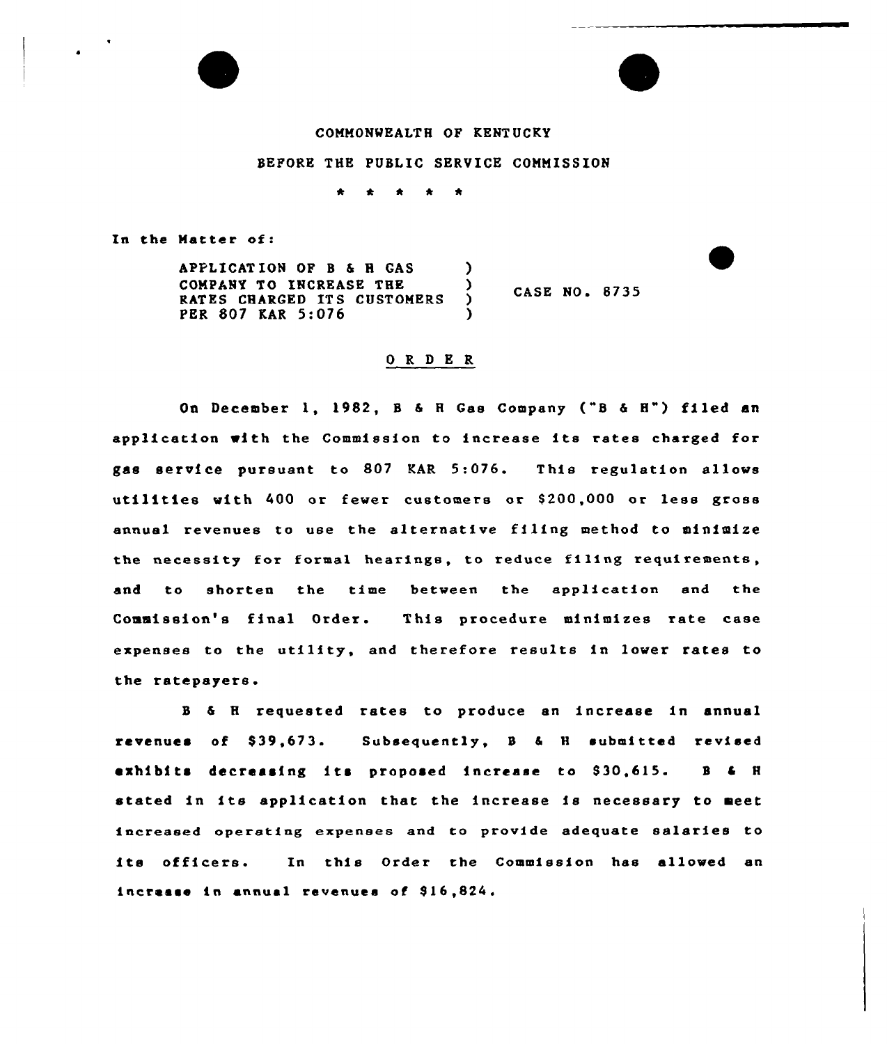COMMONWEALTH OF KENTUCKY

BEFORE THE PUBLIC SERVICE COMMISSION

\* \* \* \* \*

In the Matter of:

| | | |
|---|---|---|
| APPLICATION OF B & H GAS COMPANY TO INCREASE THE RATES CHARGED ITS CUSTOMERS PER 807 KAR 5:076 | ) | CASE NO. 8735 |

## O R D E R

On December 1, 1982, B & H Gas Company ("B & H") filed an application with the Commission to increase its rates charged for gas service pursuant to 807 KAR 5:076. This regulation allows utilities with 400 or fewer customers or $200,000 or less gross annual revenues to use the alternative filing method to minimize the necessity for formal hearings, to reduce filing requirements, and to shorten the time between the application and the Commission's final Order. This procedure minimizes rate case expenses to the utility, and therefore results in lower rates to the ratepayers.

B & H requested rates to produce an increase in annual revenues of $39,673. Subsequently, B & H submitted revised exhibits decreasing its proposed increase to $30,615. B & H stated in its application that the increase is necessary to meet increased operating expenses and to provide adequate salaries to its officers. In this Order the Commission has allowed an increase in annual revenues of $16,824.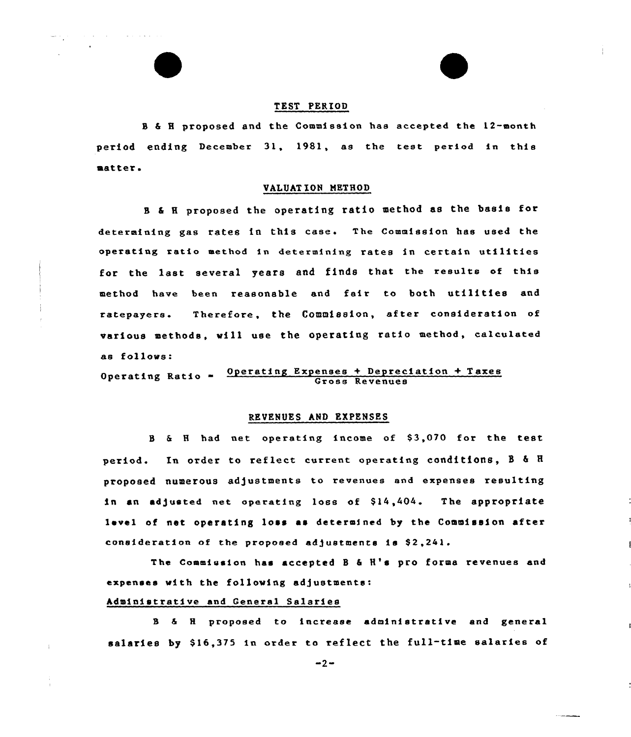## TEST PERIOD

B & H proposed and the Commission has accepted the 12-month period ending December 31, 1981, as the test period in this matter.

## VALUATION METHOD

B & H proposed the operating ratio method as the basis for determining gas rates in this case. The Commission has used the operating ratio method in determining rates in certain utilities for the last several years and finds that the results of this method have been reasonable and fair to both utilities and ratepayers. Therefore, the Commission, after consideration of various methods, will use the operating ratio method, calculated as follows:

$$\text{Operating Ratio} = \frac{\text{Operating Expenses + Depreciation + Taxes}}{\text{Gross Revenues}}$$

## REVENUES AND EXPENSES

B & H had net operating income of $3,070 for the test period. In order to reflect current operating conditions, B & H proposed numerous adjustments to revenues and expenses resulting in an adjusted net operating loss of $14,404. The appropriate level of net operating loss as determined by the Commission after consideration of the proposed adjustments is $2,241.

The Commission has accepted B & H's pro forma revenues and expenses with the following adjustments:

### Administrative and General Salaries

B & H proposed to increase administrative and general salaries by $16,375 in order to reflect the full-time salaries of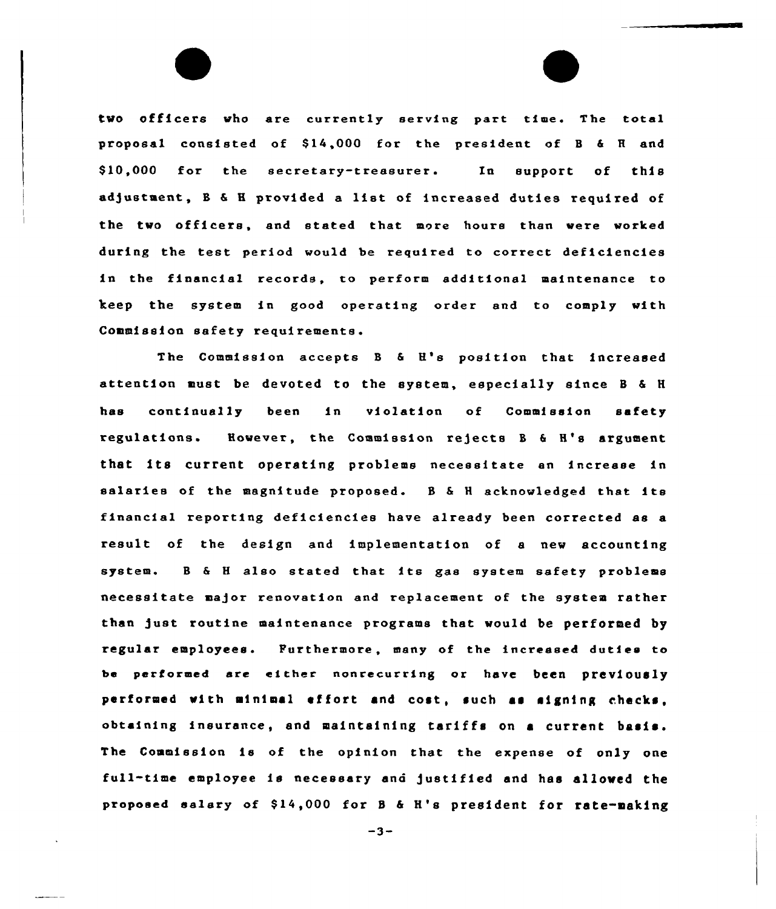two officers who are currently serving part time. The total proposal consisted of $14,000 for the president of B & H and $10,000 for the secretary-treasurer. In support of this adjustment, B & H provided a list of increased duties required of the two officers, and stated that more hours than were worked during the test period would be required to correct deficiencies in the financial records, to perform additional maintenance to keep the system in good operating order and to comply with Commission safety requirements.

The Commission accepts B & H's position that increased attention must be devoted to the system, especially since B & H has continually been in violation of Commission safety regulations. However, the Commission rejects B & H's argument that its current operating problems necessitate an increase in salaries of the magnitude proposed. B & H acknowledged that its financial reporting deficiencies have already been corrected as a result of the design and implementation of a new accounting system. B & H also stated that its gas system safety problems necessitate major renovation and replacement of the system rather than just routine maintenance programs that would be performed by regular employees. Furthermore, many of the increased duties to be performed are either nonrecurring or have been previously performed with minimal effort and cost, such as signing checks, obtaining insurance, and maintaining tariffs on a current basis. The Commission is of the opinion that the expense of only one full-time employee is necessary and justified and has allowed the proposed salary of $14,000 for B & H's president for rate-making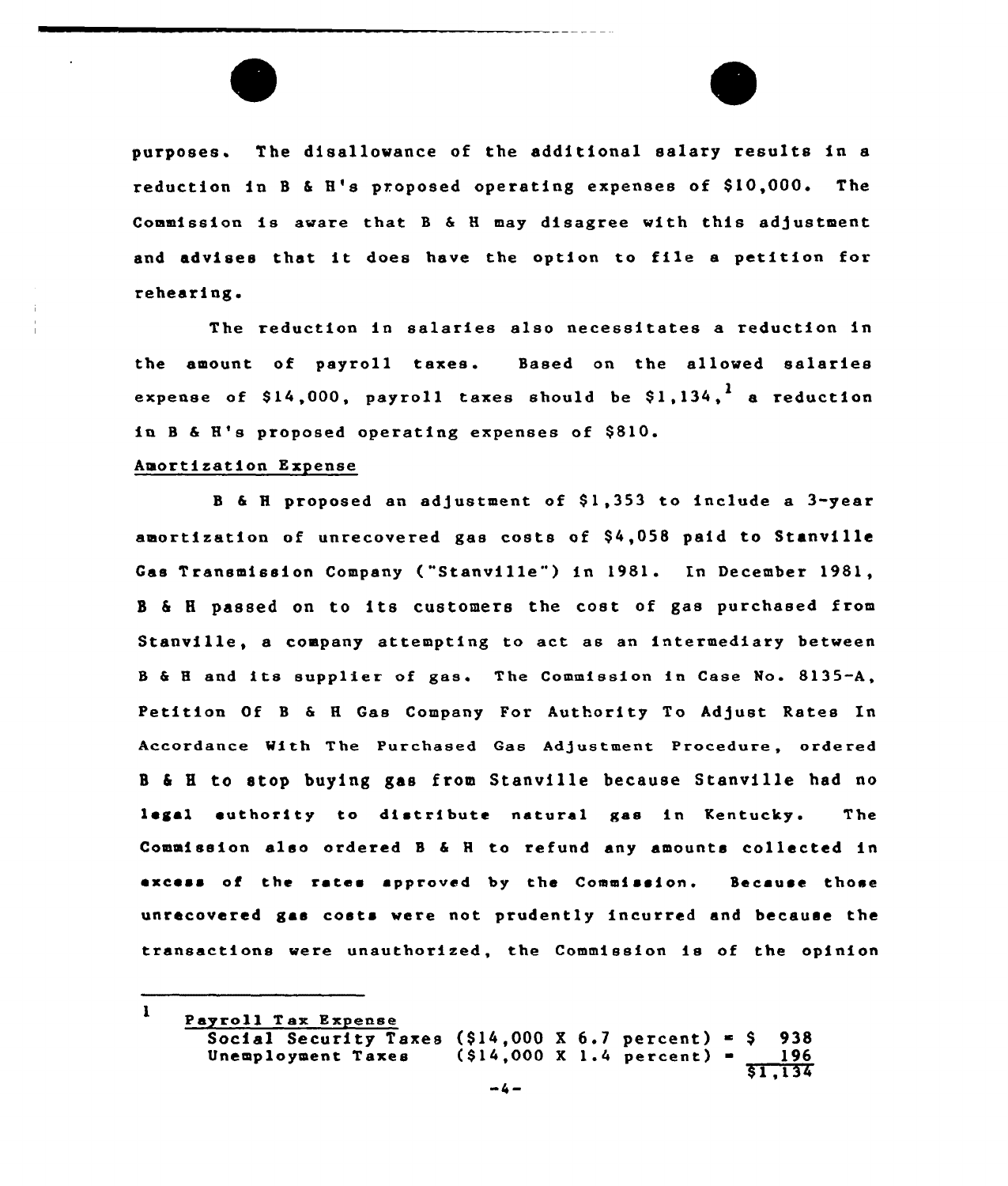purposes. The disallowance of the additional salary results in a reduction in B & H's proposed operating expenses of $10,000. The Commission is aware that B & H may disagree with this adjustment and advises that it does have the option to file a petition for rehearing.

The reduction in salaries also necessitates a reduction in the amount of payroll taxes. Based on the allowed salaries expense of $14,000, payroll taxes should be $1,134,[1] a reduction in B & H's proposed operating expenses of $810.

Amortization Expense

B & H proposed an adjustment of $1,353 to include a 3-year amortization of unrecovered gas costs of $4,058 paid to Stanville Gas Transmission Company ("Stanville") in 1981. In December 1981, B & H passed on to its customers the cost of gas purchased from Stanville, a company attempting to act as an intermediary between B & H and its supplier of gas. The Commission in Case No. 8135-A, Petition Of B & H Gas Company For Authority To Adjust Rates In Accordance With The Purchased Gas Adjustment Procedure, ordered B & H to stop buying gas from Stanville because Stanville had no legal authority to distribute natural gas in Kentucky. The Commission also ordered B & H to refund any amounts collected in excess of the rates approved by the Commission. Because those unrecovered gas costs were not prudently incurred and because the transactions were unauthorized, the Commission is of the opinion

---

[1] Payroll Tax Expense

| | | |
|---|---|---|
| Social Security Taxes | ($14,000 X 6.7 percent) = | $ 938 |
| Unemployment Taxes | ($14,000 X 1.4 percent) = | 196 |
| | | $1,134 |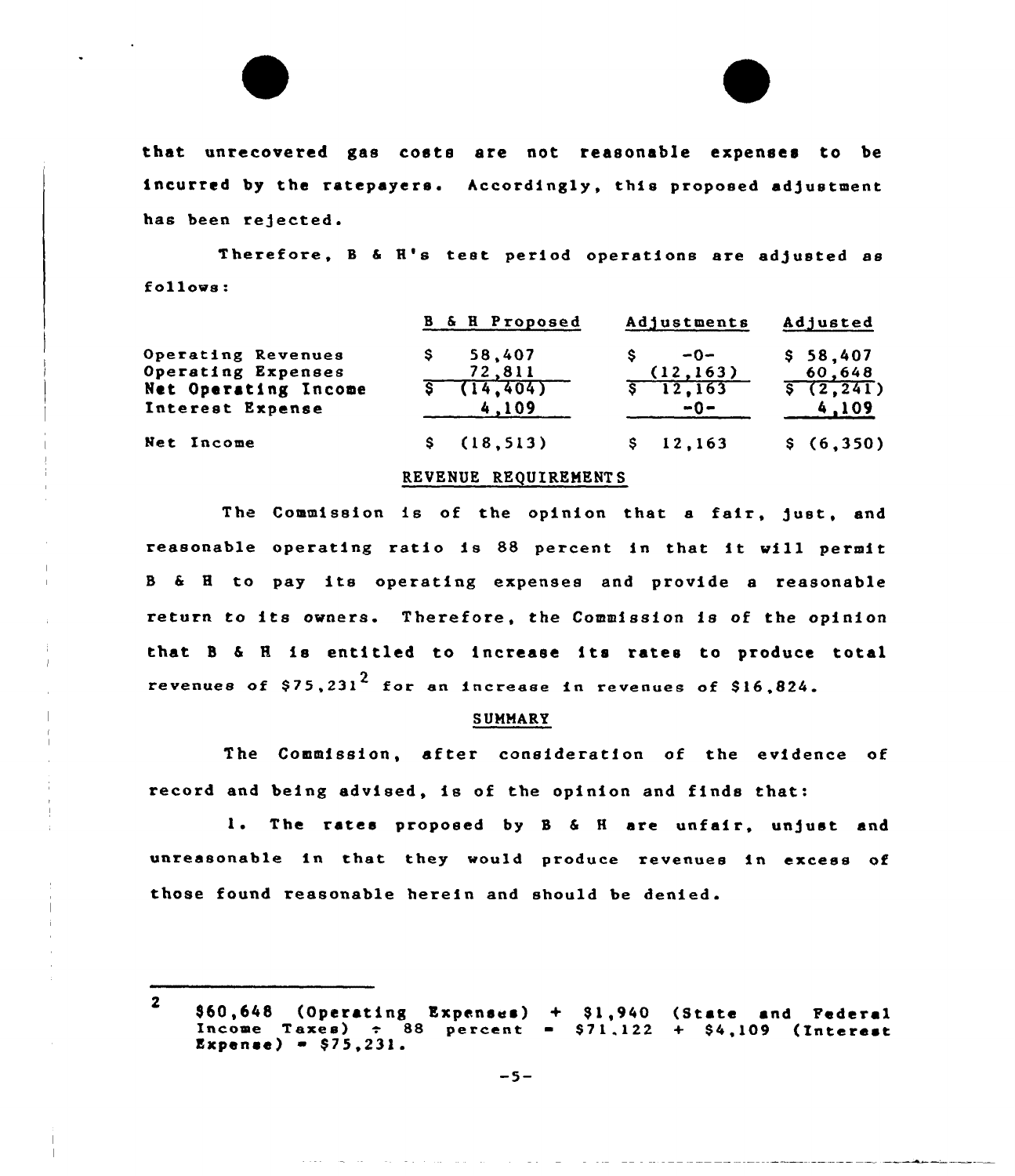that unrecovered gas costs are not reasonable expenses to be incurred by the ratepayers. Accordingly, this proposed adjustment has been rejected.

Therefore, B & H's test period operations are adjusted as follows:

| | B & H Proposed | Adjustments | Adjusted |
|---|---|---|---|
| Operating Revenues | $ 58,407 | $ -0- | $ 58,407 |
| Operating Expenses | 72,811 | (12,163) | 60,648 |
| Net Operating Income | $ (14,404) | $ 12,163 | $ (2,241) |
| Interest Expense | 4,109 | -0- | 4,109 |
| Net Income | $ (18,513) | $ 12,163 | $ (6,350) |

## REVENUE REQUIREMENTS

The Commission is of the opinion that a fair, just, and reasonable operating ratio is 88 percent in that it will permit B & H to pay its operating expenses and provide a reasonable return to its owners. Therefore, the Commission is of the opinion that B & H is entitled to increase its rates to produce total revenues of $75,231[2] for an increase in revenues of $16,824.

## SUMMARY

The Commission, after consideration of the evidence of record and being advised, is of the opinion and finds that:

1. The rates proposed by B & H are unfair, unjust and unreasonable in that they would produce revenues in excess of those found reasonable herein and should be denied.

---

[2] $60,648 (Operating Expenses) + $1,940 (State and Federal Income Taxes) ÷ 88 percent = $71,122 + $4,109 (Interest Expense) = $75,231.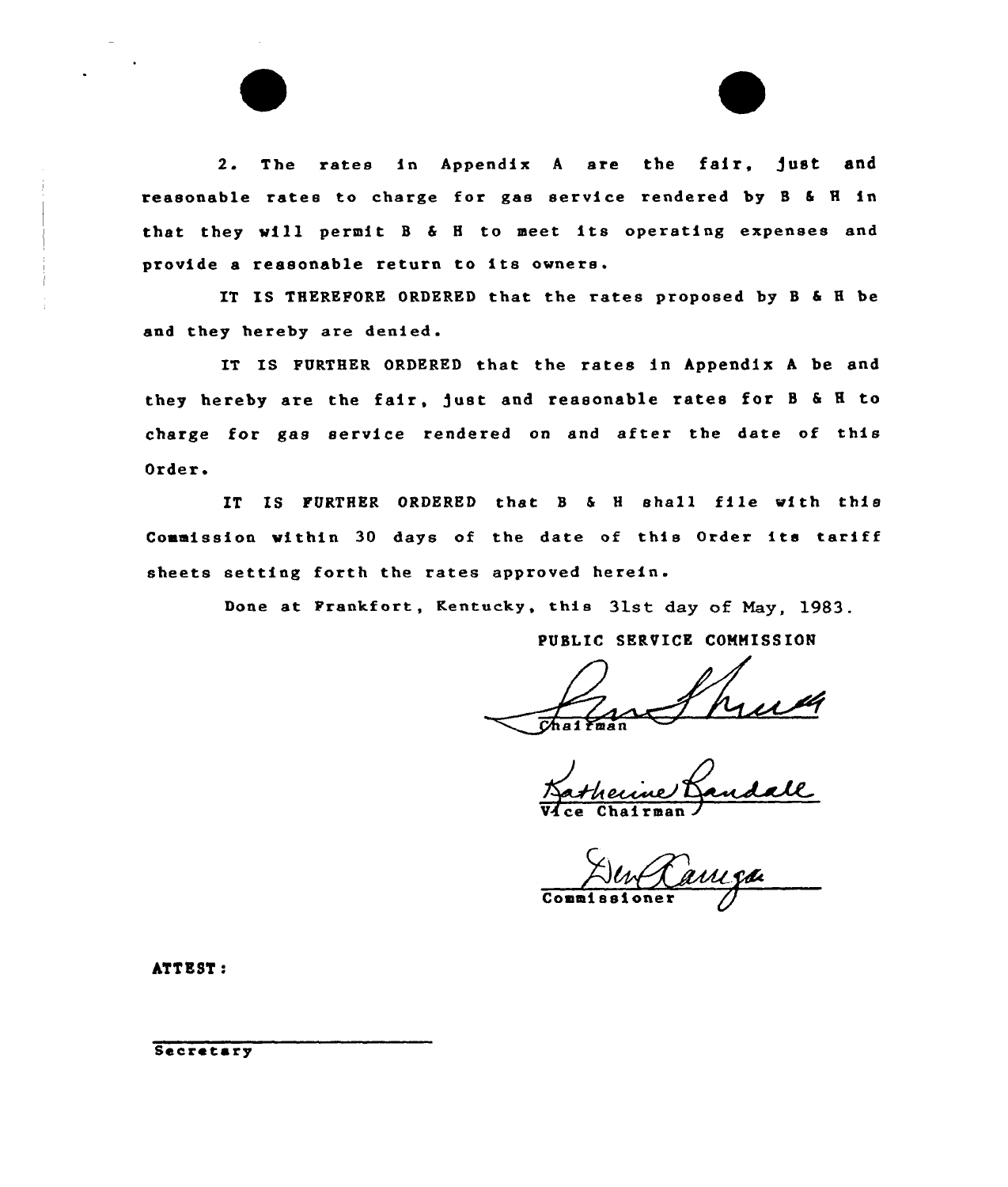2. The rates in Appendix A are the fair, just and reasonable rates to charge for gas service rendered by B & H in that they will permit B & H to meet its operating expenses and provide a reasonable return to its owners.

IT IS THEREFORE ORDERED that the rates proposed by B & H be and they hereby are denied.

IT IS FURTHER ORDERED that the rates in Appendix A be and they hereby are the fair, just and reasonable rates for B & H to charge for gas service rendered on and after the date of this Order.

IT IS FURTHER ORDERED that B & H shall file with this Commission within 30 days of the date of this Order its tariff sheets setting forth the rates approved herein.

Done at Frankfort, Kentucky, this 31st day of May, 1983.

PUBLIC SERVICE COMMISSION

Chairman

Katherine Randall
Vice Chairman

Commissioner

ATTEST:

Secretary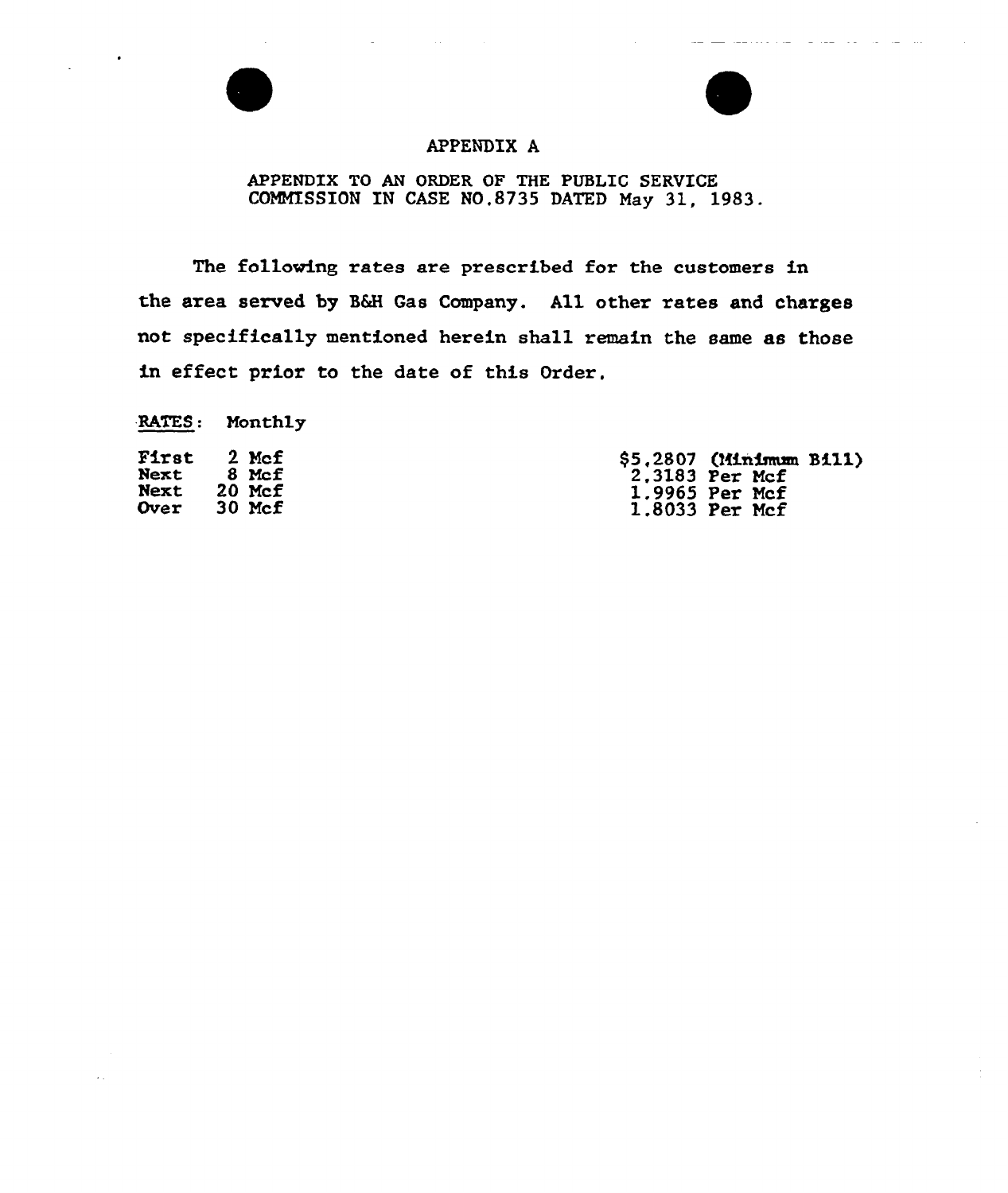# APPENDIX A

APPENDIX TO AN ORDER OF THE PUBLIC SERVICE COMMISSION IN CASE NO.8735 DATED May 31, 1983.

The following rates are prescribed for the customers in the area served by B&H Gas Company. All other rates and charges not specifically mentioned herein shall remain the same as those in effect prior to the date of this Order.

RATES: Monthly

| | | |
|---|---|---|
| First | 2 Mcf | $5.2807 (Minimum Bill) |
| Next | 8 Mcf | 2.3183 Per Mcf |
| Next | 20 Mcf | 1.9965 Per Mcf |
| Over | 30 Mcf | 1.8033 Per Mcf |